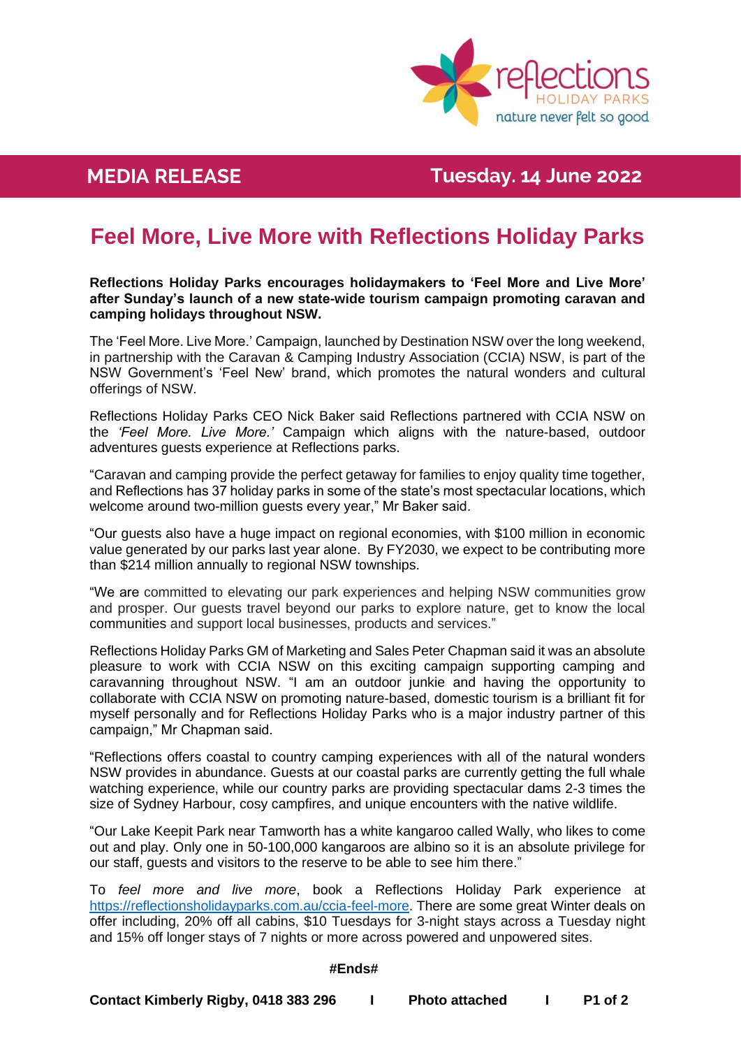**MEDIA RELEASE** **Tuesday. 14 June 2022**

# Feel More, Live More with Reflections Holiday Parks

**Reflections Holiday Parks encourages holidaymakers to 'Feel More and Live More' after Sunday's launch of a new state-wide tourism campaign promoting caravan and camping holidays throughout NSW.**

The 'Feel More. Live More.' Campaign, launched by Destination NSW over the long weekend, in partnership with the Caravan & Camping Industry Association (CCIA) NSW, is part of the NSW Government's 'Feel New' brand, which promotes the natural wonders and cultural offerings of NSW.

Reflections Holiday Parks CEO Nick Baker said Reflections partnered with CCIA NSW on the *'Feel More. Live More.'* Campaign which aligns with the nature-based, outdoor adventures guests experience at Reflections parks.

"Caravan and camping provide the perfect getaway for families to enjoy quality time together, and Reflections has 37 holiday parks in some of the state's most spectacular locations, which welcome around two-million guests every year," Mr Baker said.

"Our guests also have a huge impact on regional economies, with $100 million in economic value generated by our parks last year alone. By FY2030, we expect to be contributing more than $214 million annually to regional NSW townships.

"We are committed to elevating our park experiences and helping NSW communities grow and prosper. Our guests travel beyond our parks to explore nature, get to know the local communities and support local businesses, products and services."

Reflections Holiday Parks GM of Marketing and Sales Peter Chapman said it was an absolute pleasure to work with CCIA NSW on this exciting campaign supporting camping and caravanning throughout NSW. "I am an outdoor junkie and having the opportunity to collaborate with CCIA NSW on promoting nature-based, domestic tourism is a brilliant fit for myself personally and for Reflections Holiday Parks who is a major industry partner of this campaign," Mr Chapman said.

"Reflections offers coastal to country camping experiences with all of the natural wonders NSW provides in abundance. Guests at our coastal parks are currently getting the full whale watching experience, while our country parks are providing spectacular dams 2-3 times the size of Sydney Harbour, cosy campfires, and unique encounters with the native wildlife.

"Our Lake Keepit Park near Tamworth has a white kangaroo called Wally, who likes to come out and play. Only one in 50-100,000 kangaroos are albino so it is an absolute privilege for our staff, guests and visitors to the reserve to be able to see him there."

To *feel more and live more*, book a Reflections Holiday Park experience at https://reflectionsholidayparks.com.au/ccia-feel-more. There are some great Winter deals on offer including, 20% off all cabins, $10 Tuesdays for 3-night stays across a Tuesday night and 15% off longer stays of 7 nights or more across powered and unpowered sites.

**#Ends#**

**Contact Kimberly Rigby, 0418 383 296 I Photo attached**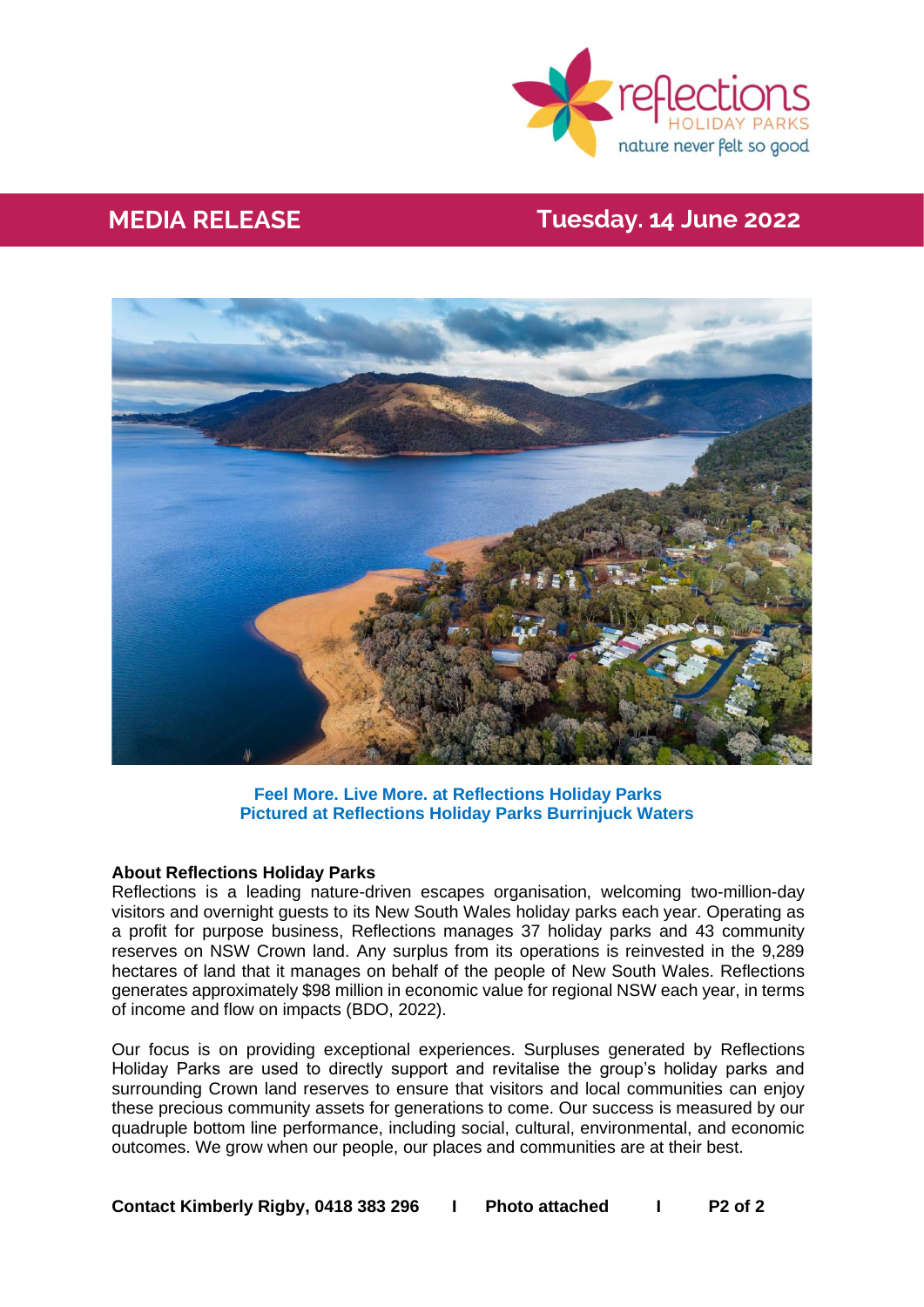**MEDIA RELEASE** **Tuesday. 14 June 2022**

**Feel More. Live More. at Reflections Holiday Parks**
**Pictured at Reflections Holiday Parks Burrinjuck Waters**

**About Reflections Holiday Parks**

Reflections is a leading nature-driven escapes organisation, welcoming two-million-day visitors and overnight guests to its New South Wales holiday parks each year. Operating as a profit for purpose business, Reflections manages 37 holiday parks and 43 community reserves on NSW Crown land. Any surplus from its operations is reinvested in the 9,289 hectares of land that it manages on behalf of the people of New South Wales. Reflections generates approximately $98 million in economic value for regional NSW each year, in terms of income and flow on impacts (BDO, 2022).

Our focus is on providing exceptional experiences. Surpluses generated by Reflections Holiday Parks are used to directly support and revitalise the group's holiday parks and surrounding Crown land reserves to ensure that visitors and local communities can enjoy these precious community assets for generations to come. Our success is measured by our quadruple bottom line performance, including social, cultural, environmental, and economic outcomes. We grow when our people, our places and communities are at their best.

**Contact Kimberly Rigby, 0418 383 296 I Photo attached**